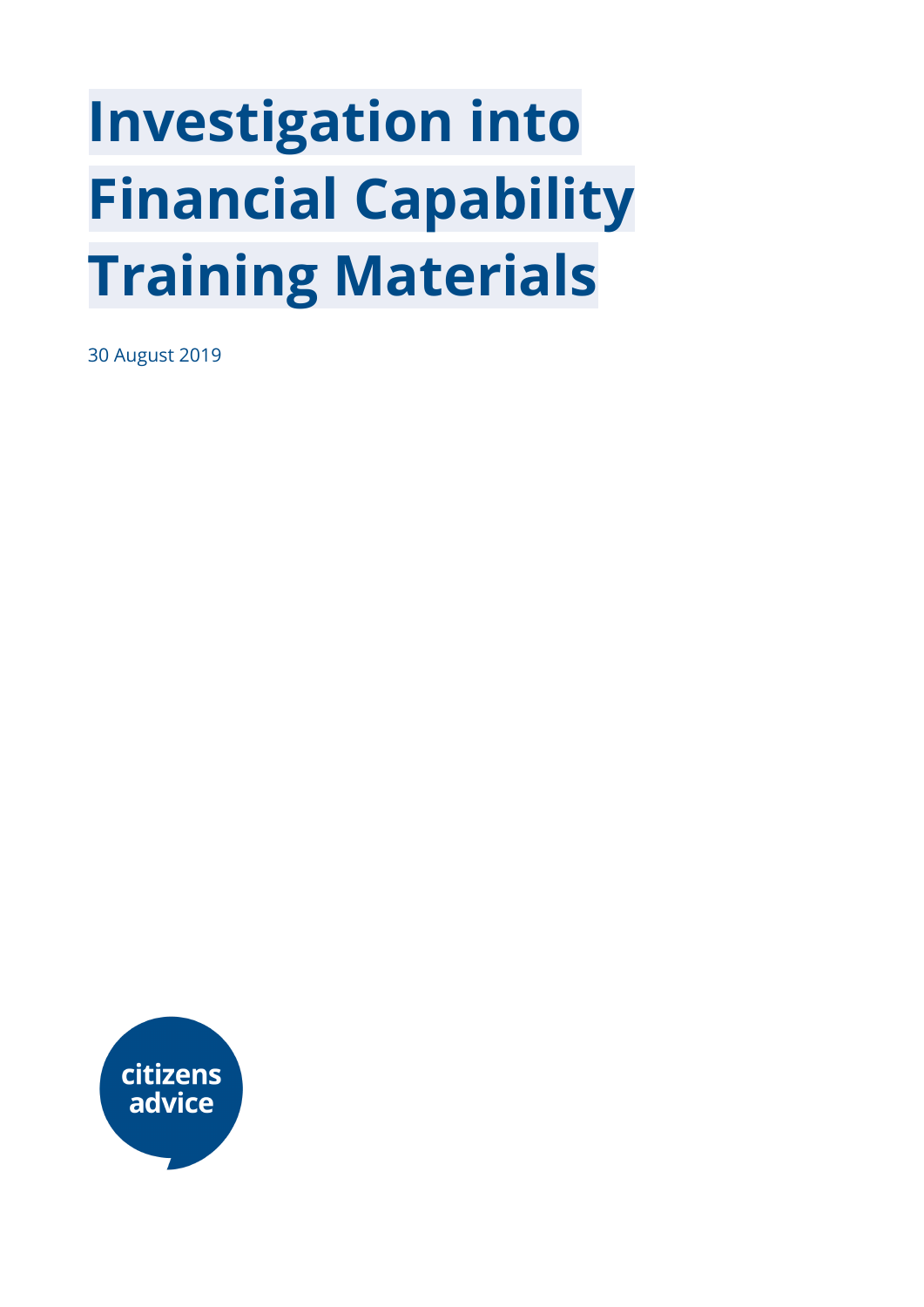# Investigation into Financial Capability Training Materials

30 August 2019

citizens advice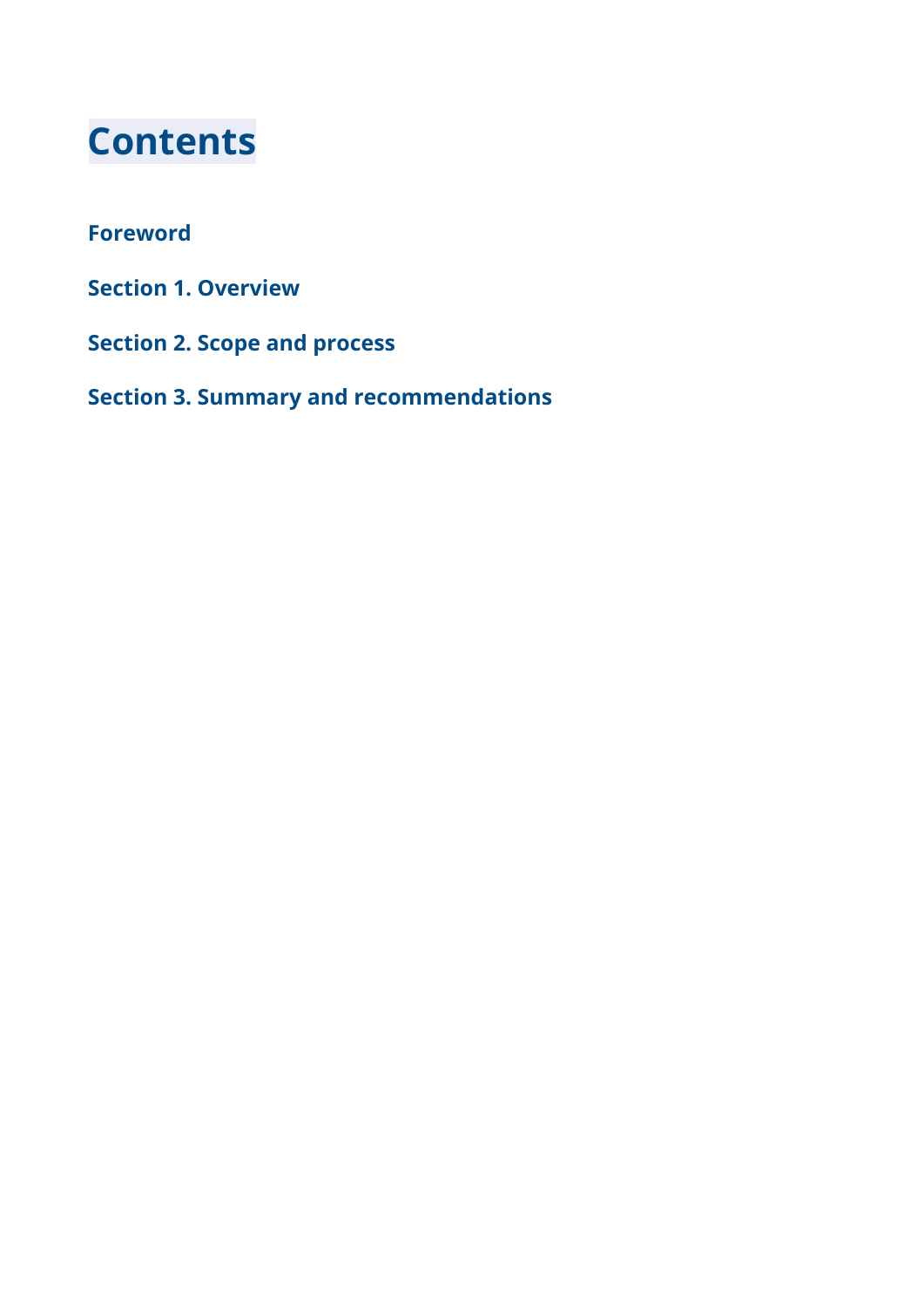# Contents

**Foreword**

**Section 1. Overview**

**Section 2. Scope and process**

**Section 3. Summary and recommendations**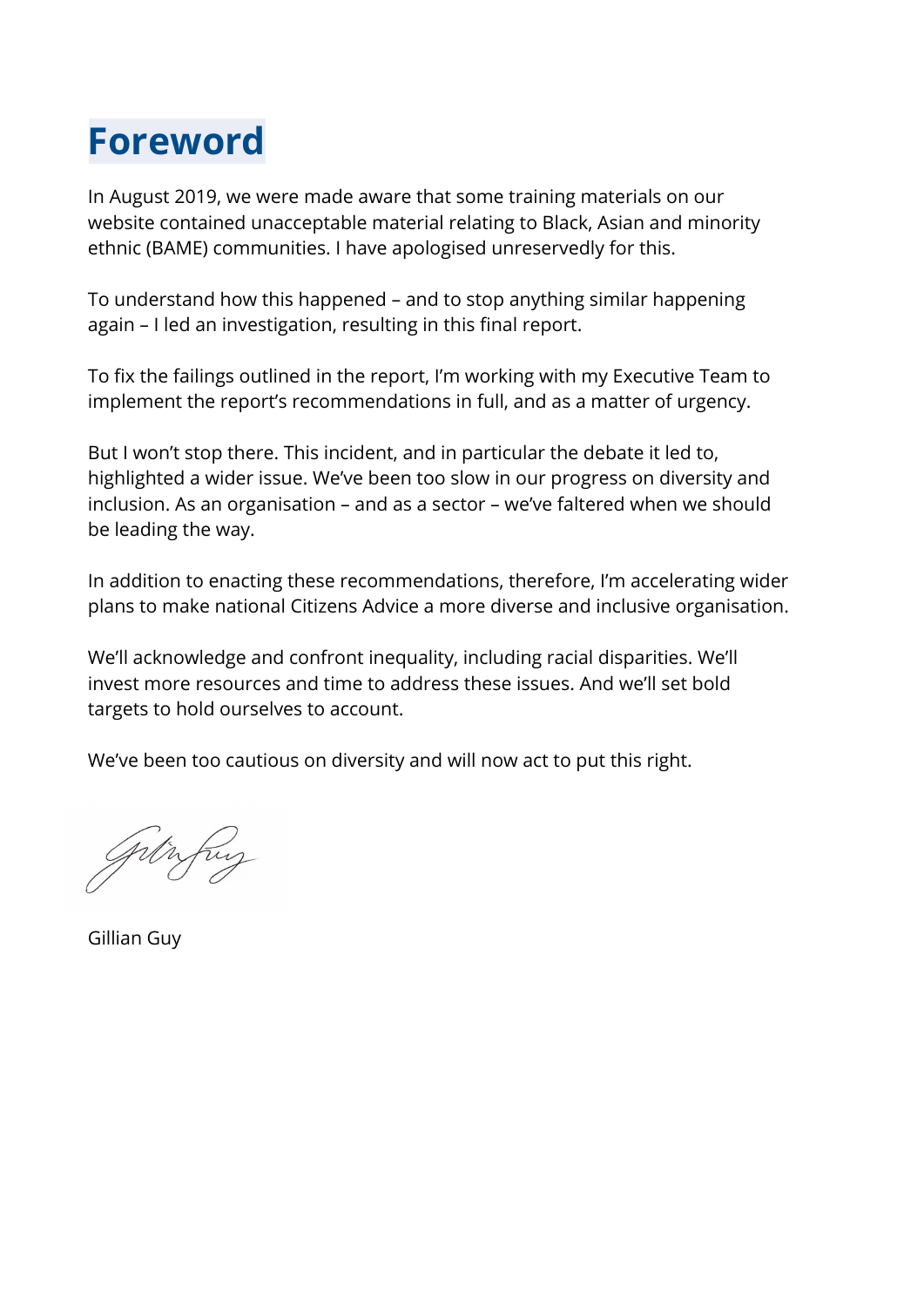# Foreword

In August 2019, we were made aware that some training materials on our website contained unacceptable material relating to Black, Asian and minority ethnic (BAME) communities. I have apologised unreservedly for this.

To understand how this happened – and to stop anything similar happening again – I led an investigation, resulting in this final report.

To fix the failings outlined in the report, I'm working with my Executive Team to implement the report's recommendations in full, and as a matter of urgency.

But I won't stop there. This incident, and in particular the debate it led to, highlighted a wider issue. We've been too slow in our progress on diversity and inclusion. As an organisation – and as a sector – we've faltered when we should be leading the way.

In addition to enacting these recommendations, therefore, I'm accelerating wider plans to make national Citizens Advice a more diverse and inclusive organisation.

We'll acknowledge and confront inequality, including racial disparities. We'll invest more resources and time to address these issues. And we'll set bold targets to hold ourselves to account.

We've been too cautious on diversity and will now act to put this right.

Gillian Guy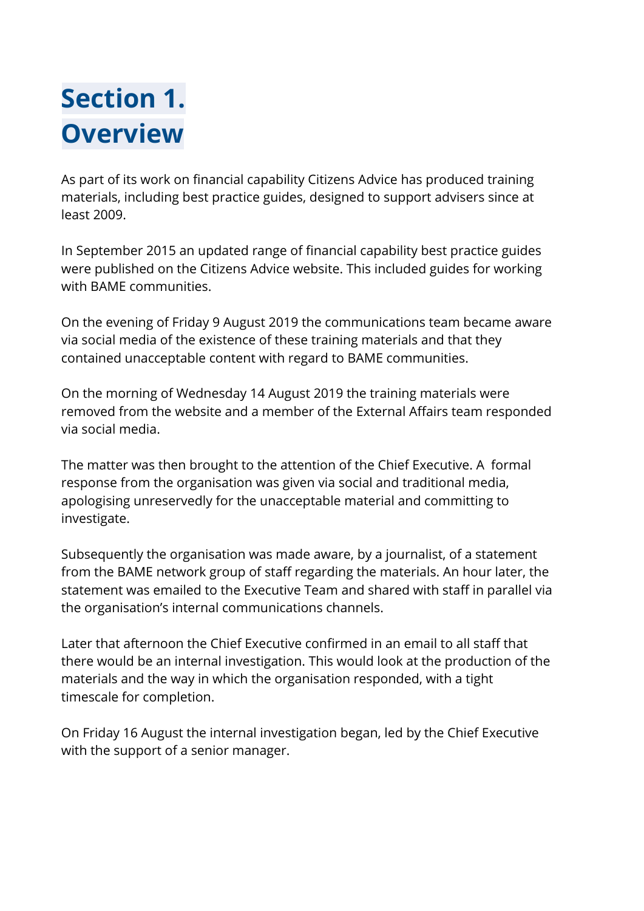# Section 1. Overview

As part of its work on financial capability Citizens Advice has produced training materials, including best practice guides, designed to support advisers since at least 2009.

In September 2015 an updated range of financial capability best practice guides were published on the Citizens Advice website. This included guides for working with BAME communities.

On the evening of Friday 9 August 2019 the communications team became aware via social media of the existence of these training materials and that they contained unacceptable content with regard to BAME communities.

On the morning of Wednesday 14 August 2019 the training materials were removed from the website and a member of the External Affairs team responded via social media.

The matter was then brought to the attention of the Chief Executive. A formal response from the organisation was given via social and traditional media, apologising unreservedly for the unacceptable material and committing to investigate.

Subsequently the organisation was made aware, by a journalist, of a statement from the BAME network group of staff regarding the materials. An hour later, the statement was emailed to the Executive Team and shared with staff in parallel via the organisation's internal communications channels.

Later that afternoon the Chief Executive confirmed in an email to all staff that there would be an internal investigation. This would look at the production of the materials and the way in which the organisation responded, with a tight timescale for completion.

On Friday 16 August the internal investigation began, led by the Chief Executive with the support of a senior manager.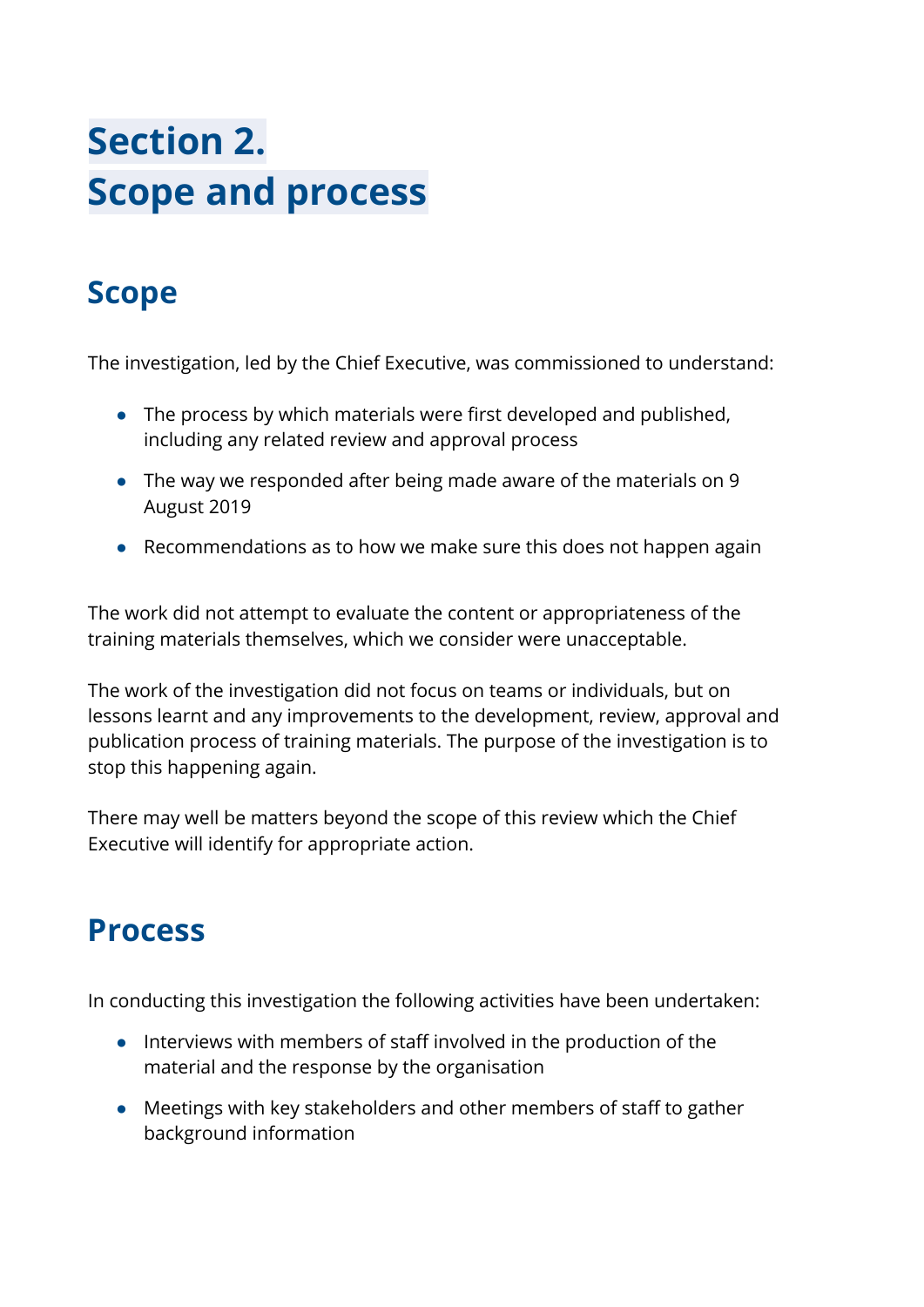# Section 2.
# Scope and process

## Scope

The investigation, led by the Chief Executive, was commissioned to understand:

- The process by which materials were first developed and published, including any related review and approval process
- The way we responded after being made aware of the materials on 9 August 2019
- Recommendations as to how we make sure this does not happen again

The work did not attempt to evaluate the content or appropriateness of the training materials themselves, which we consider were unacceptable.

The work of the investigation did not focus on teams or individuals, but on lessons learnt and any improvements to the development, review, approval and publication process of training materials. The purpose of the investigation is to stop this happening again.

There may well be matters beyond the scope of this review which the Chief Executive will identify for appropriate action.

## Process

In conducting this investigation the following activities have been undertaken:

- Interviews with members of staff involved in the production of the material and the response by the organisation
- Meetings with key stakeholders and other members of staff to gather background information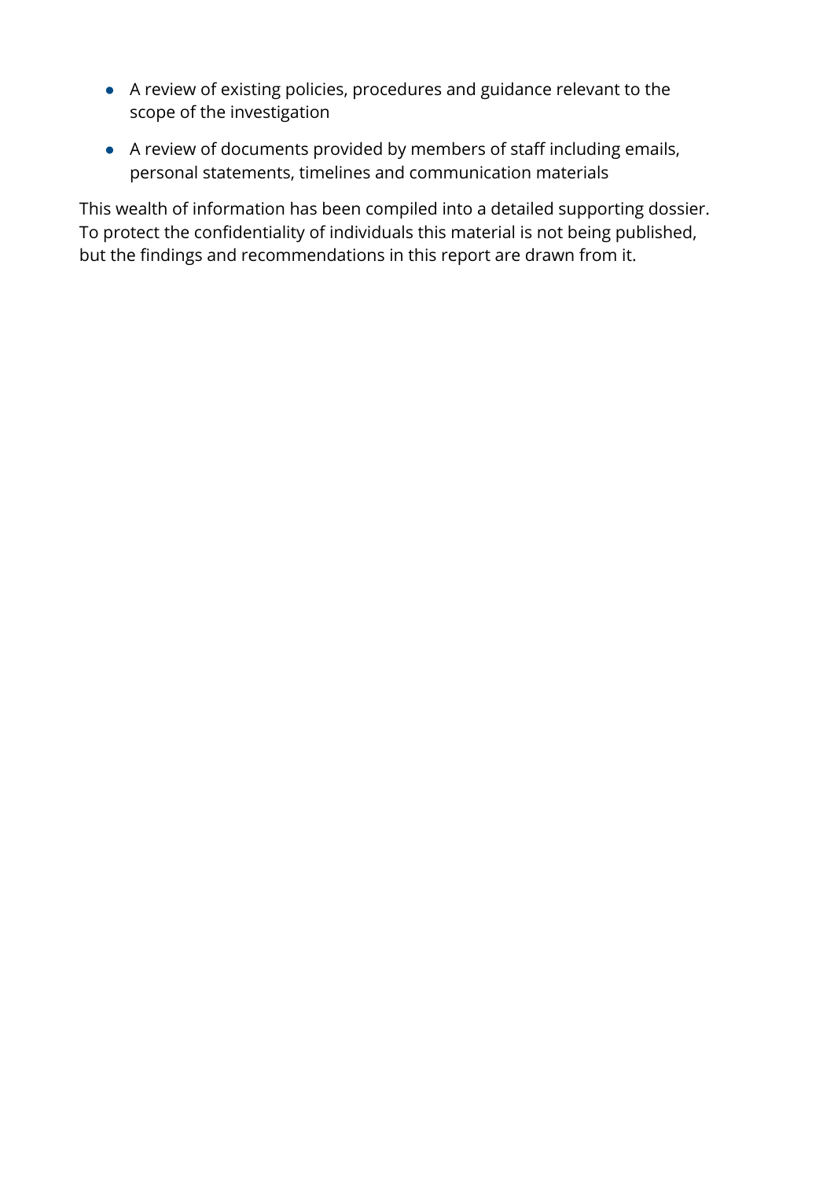- A review of existing policies, procedures and guidance relevant to the scope of the investigation
- A review of documents provided by members of staff including emails, personal statements, timelines and communication materials

This wealth of information has been compiled into a detailed supporting dossier. To protect the confidentiality of individuals this material is not being published, but the findings and recommendations in this report are drawn from it.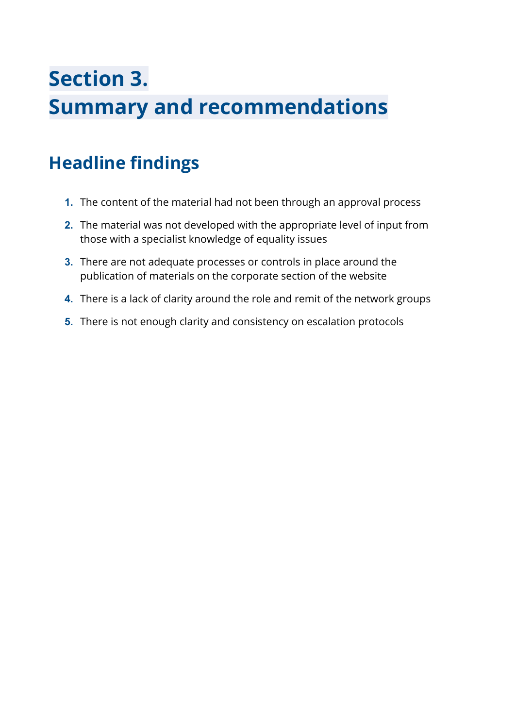# Section 3.
# Summary and recommendations

## Headline findings

1. The content of the material had not been through an approval process
2. The material was not developed with the appropriate level of input from those with a specialist knowledge of equality issues
3. There are not adequate processes or controls in place around the publication of materials on the corporate section of the website
4. There is a lack of clarity around the role and remit of the network groups
5. There is not enough clarity and consistency on escalation protocols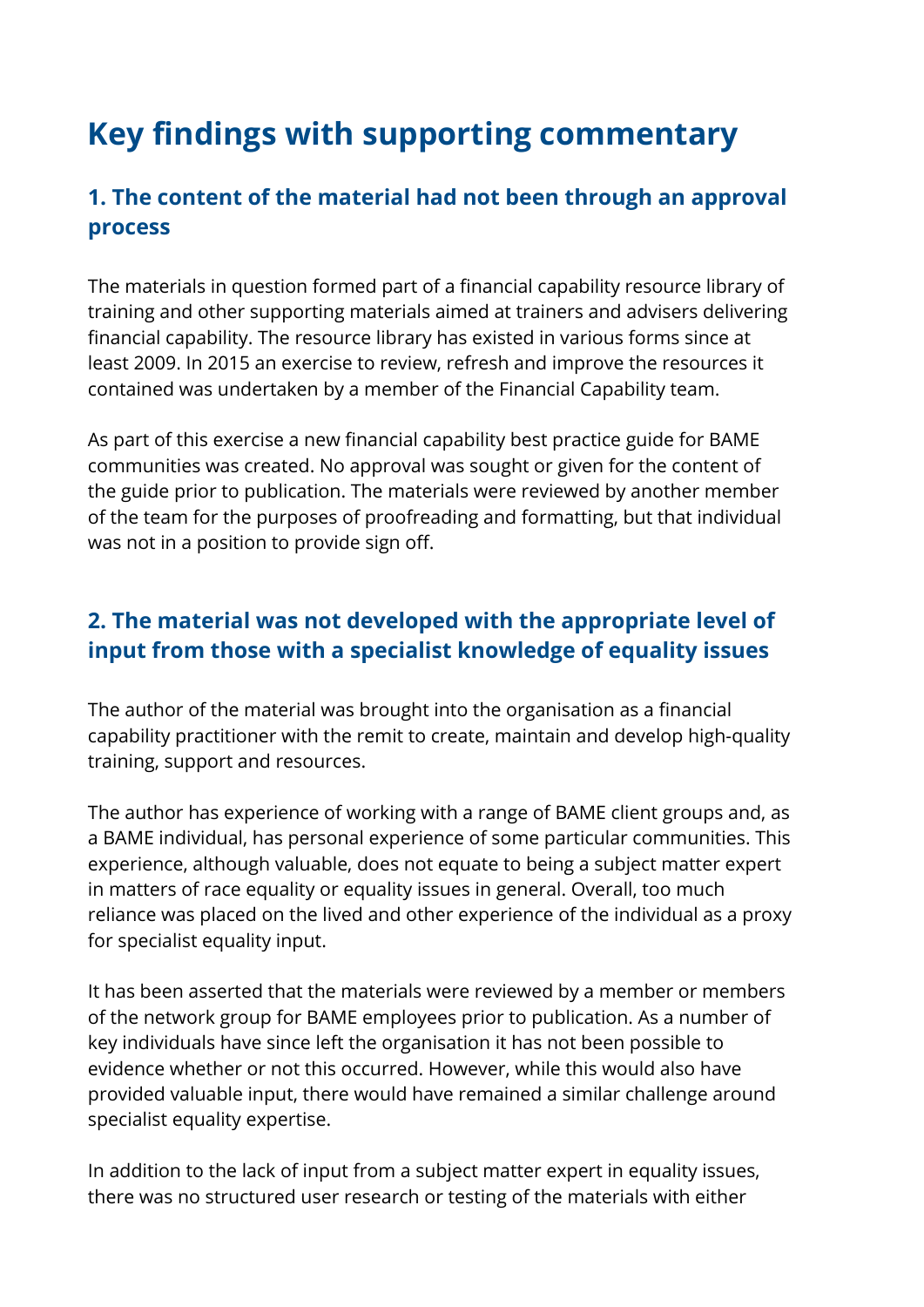# Key findings with supporting commentary

## 1. The content of the material had not been through an approval process

The materials in question formed part of a financial capability resource library of training and other supporting materials aimed at trainers and advisers delivering financial capability. The resource library has existed in various forms since at least 2009. In 2015 an exercise to review, refresh and improve the resources it contained was undertaken by a member of the Financial Capability team.

As part of this exercise a new financial capability best practice guide for BAME communities was created. No approval was sought or given for the content of the guide prior to publication. The materials were reviewed by another member of the team for the purposes of proofreading and formatting, but that individual was not in a position to provide sign off.

## 2. The material was not developed with the appropriate level of input from those with a specialist knowledge of equality issues

The author of the material was brought into the organisation as a financial capability practitioner with the remit to create, maintain and develop high-quality training, support and resources.

The author has experience of working with a range of BAME client groups and, as a BAME individual, has personal experience of some particular communities. This experience, although valuable, does not equate to being a subject matter expert in matters of race equality or equality issues in general. Overall, too much reliance was placed on the lived and other experience of the individual as a proxy for specialist equality input.

It has been asserted that the materials were reviewed by a member or members of the network group for BAME employees prior to publication. As a number of key individuals have since left the organisation it has not been possible to evidence whether or not this occurred. However, while this would also have provided valuable input, there would have remained a similar challenge around specialist equality expertise.

In addition to the lack of input from a subject matter expert in equality issues, there was no structured user research or testing of the materials with either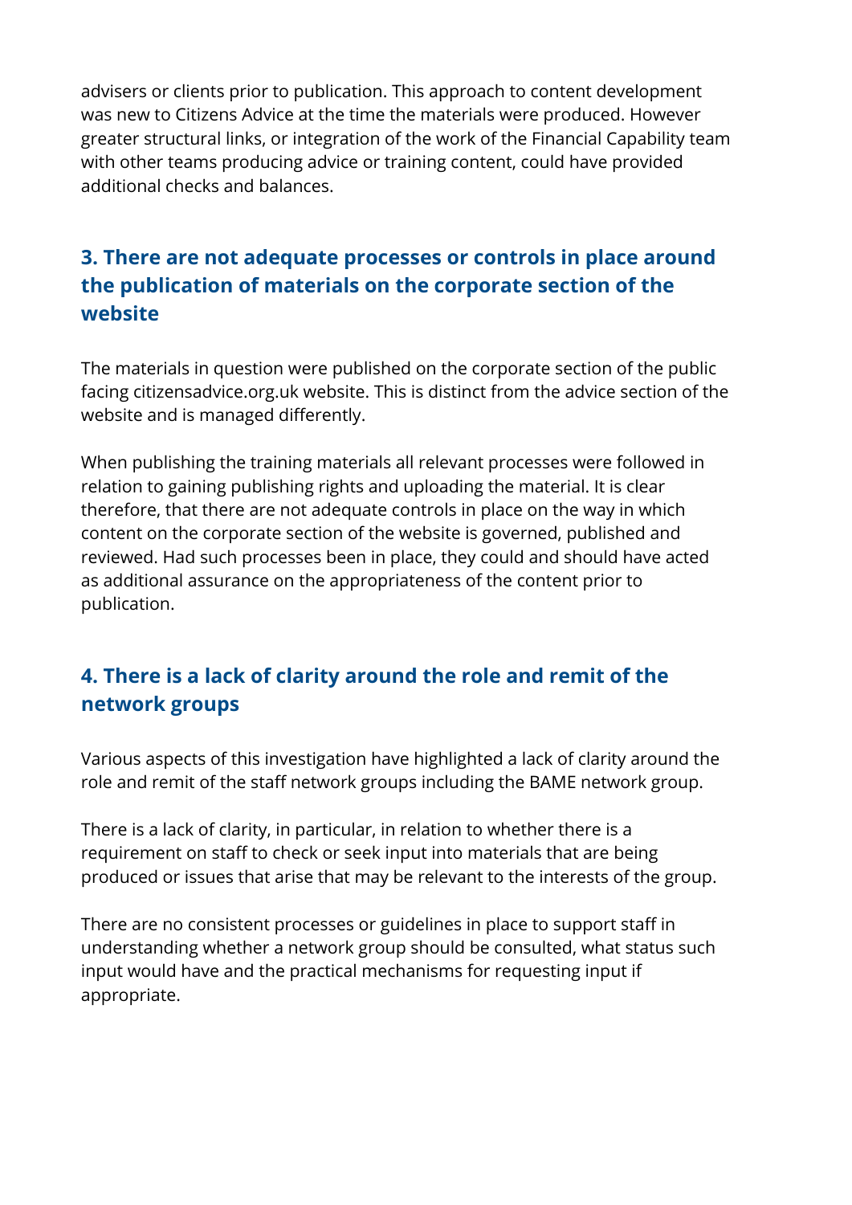advisers or clients prior to publication. This approach to content development was new to Citizens Advice at the time the materials were produced. However greater structural links, or integration of the work of the Financial Capability team with other teams producing advice or training content, could have provided additional checks and balances.

## 3. There are not adequate processes or controls in place around the publication of materials on the corporate section of the website

The materials in question were published on the corporate section of the public facing citizensadvice.org.uk website. This is distinct from the advice section of the website and is managed differently.

When publishing the training materials all relevant processes were followed in relation to gaining publishing rights and uploading the material. It is clear therefore, that there are not adequate controls in place on the way in which content on the corporate section of the website is governed, published and reviewed. Had such processes been in place, they could and should have acted as additional assurance on the appropriateness of the content prior to publication.

## 4. There is a lack of clarity around the role and remit of the network groups

Various aspects of this investigation have highlighted a lack of clarity around the role and remit of the staff network groups including the BAME network group.

There is a lack of clarity, in particular, in relation to whether there is a requirement on staff to check or seek input into materials that are being produced or issues that arise that may be relevant to the interests of the group.

There are no consistent processes or guidelines in place to support staff in understanding whether a network group should be consulted, what status such input would have and the practical mechanisms for requesting input if appropriate.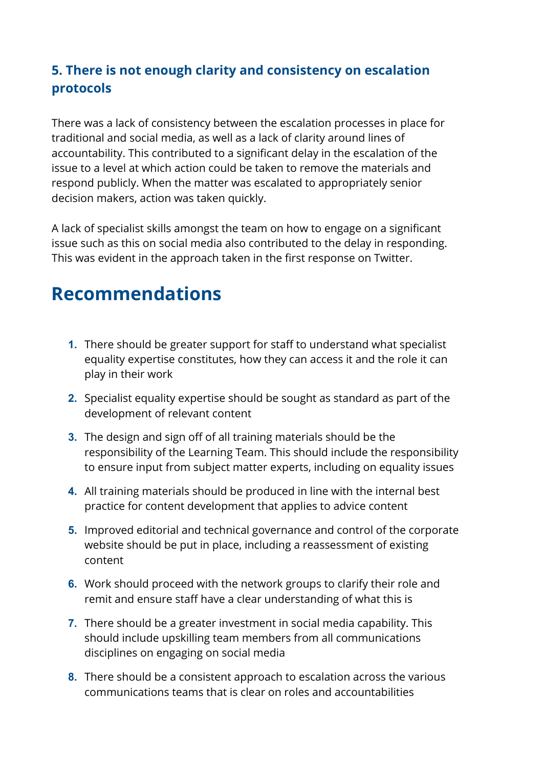### 5. There is not enough clarity and consistency on escalation protocols

There was a lack of consistency between the escalation processes in place for traditional and social media, as well as a lack of clarity around lines of accountability. This contributed to a significant delay in the escalation of the issue to a level at which action could be taken to remove the materials and respond publicly. When the matter was escalated to appropriately senior decision makers, action was taken quickly.

A lack of specialist skills amongst the team on how to engage on a significant issue such as this on social media also contributed to the delay in responding. This was evident in the approach taken in the first response on Twitter.

## Recommendations

1. There should be greater support for staff to understand what specialist equality expertise constitutes, how they can access it and the role it can play in their work
2. Specialist equality expertise should be sought as standard as part of the development of relevant content
3. The design and sign off of all training materials should be the responsibility of the Learning Team. This should include the responsibility to ensure input from subject matter experts, including on equality issues
4. All training materials should be produced in line with the internal best practice for content development that applies to advice content
5. Improved editorial and technical governance and control of the corporate website should be put in place, including a reassessment of existing content
6. Work should proceed with the network groups to clarify their role and remit and ensure staff have a clear understanding of what this is
7. There should be a greater investment in social media capability. This should include upskilling team members from all communications disciplines on engaging on social media
8. There should be a consistent approach to escalation across the various communications teams that is clear on roles and accountabilities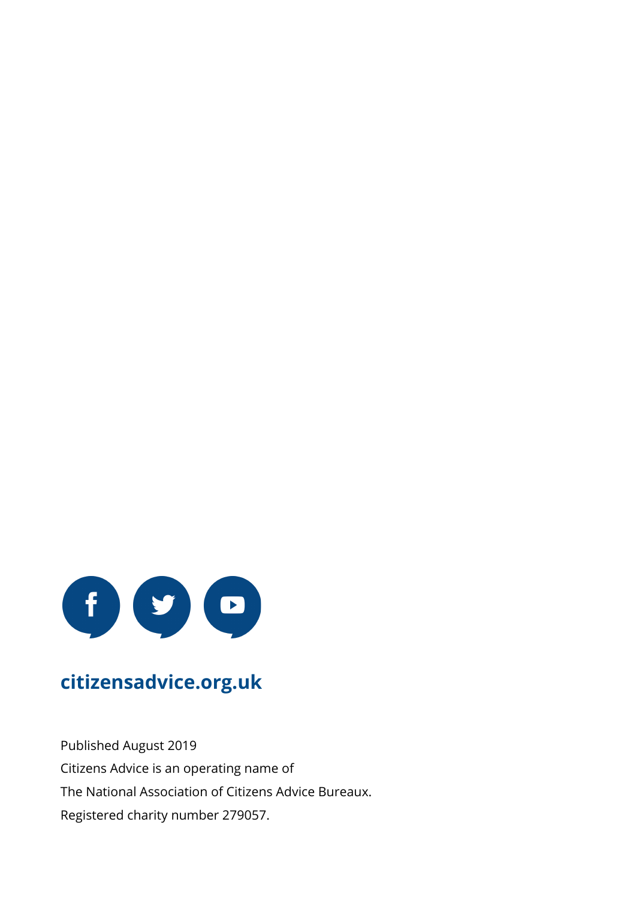**citizensadvice.org.uk**

Published August 2019

Citizens Advice is an operating name of

The National Association of Citizens Advice Bureaux.

Registered charity number 279057.